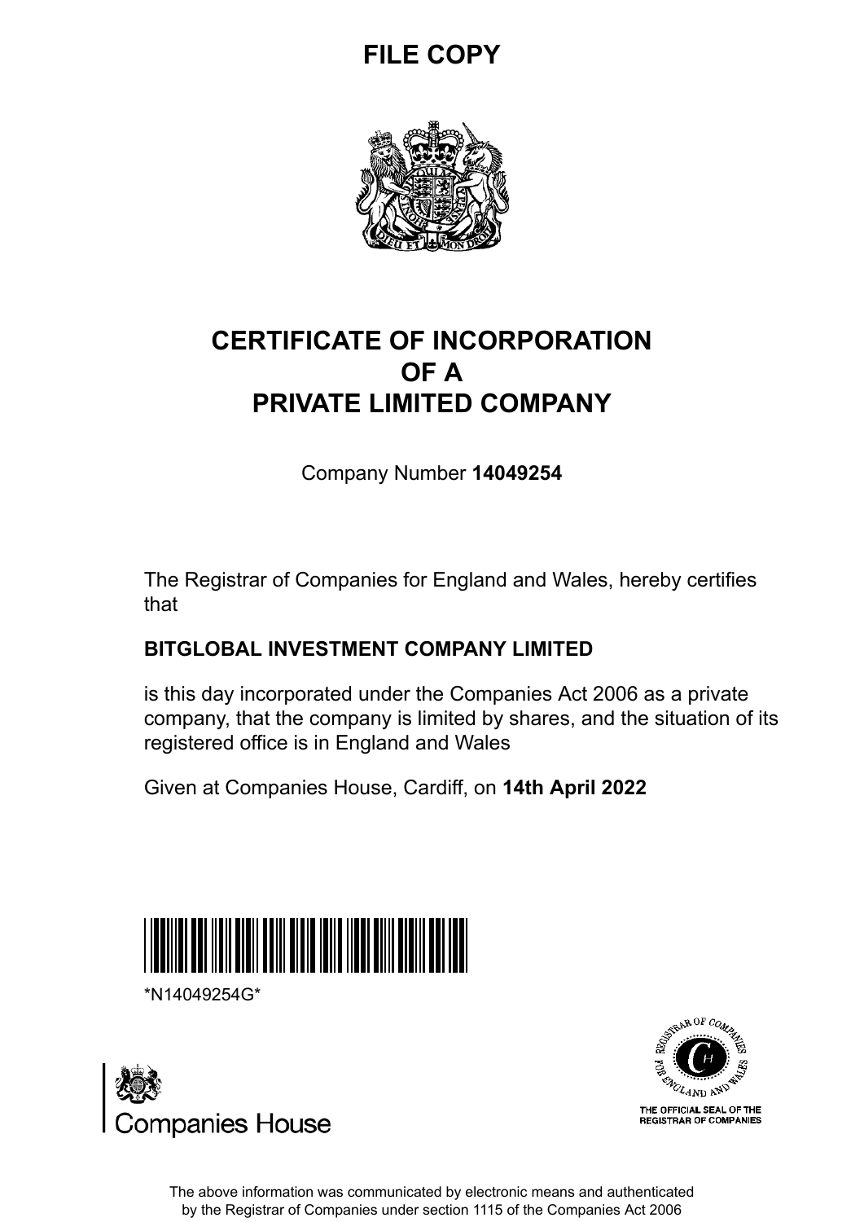**FILE COPY**

# CERTIFICATE OF INCORPORATION OF A PRIVATE LIMITED COMPANY

Company Number **14049254**

The Registrar of Companies for England and Wales, hereby certifies that

**BITGLOBAL INVESTMENT COMPANY LIMITED**

is this day incorporated under the Companies Act 2006 as a private company, that the company is limited by shares, and the situation of its registered office is in England and Wales

Given at Companies House, Cardiff, on **14th April 2022**

*N14049254G*

Companies House

THE OFFICIAL SEAL OF THE REGISTRAR OF COMPANIES

The above information was communicated by electronic means and authenticated by the Registrar of Companies under section 1115 of the Companies Act 2006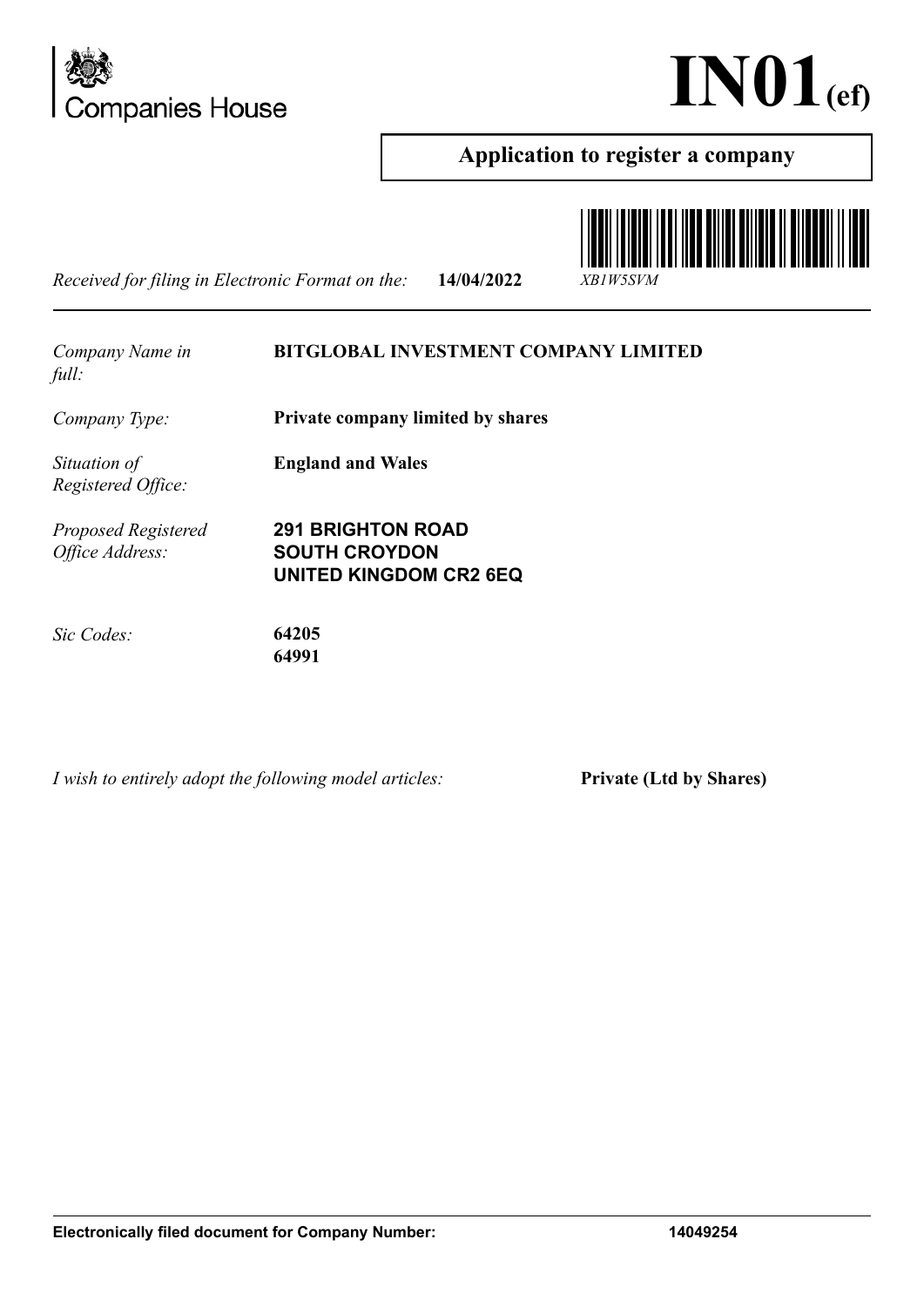Companies House

# IN01(ef)

## Application to register a company

*Received for filing in Electronic Format on the:* **14/04/2022** *XB1W5SVM*

| | |
|---|---|
| *Company Name in full:* | **BITGLOBAL INVESTMENT COMPANY LIMITED** |
| *Company Type:* | **Private company limited by shares** |
| *Situation of Registered Office:* | **England and Wales** |
| *Proposed Registered Office Address:* | **291 BRIGHTON ROAD**<br>**SOUTH CROYDON**<br>**UNITED KINGDOM CR2 6EQ** |
| *Sic Codes:* | **64205**<br>**64991** |

*I wish to entirely adopt the following model articles:* **Private (Ltd by Shares)**

**Electronically filed document for Company Number: 14049254**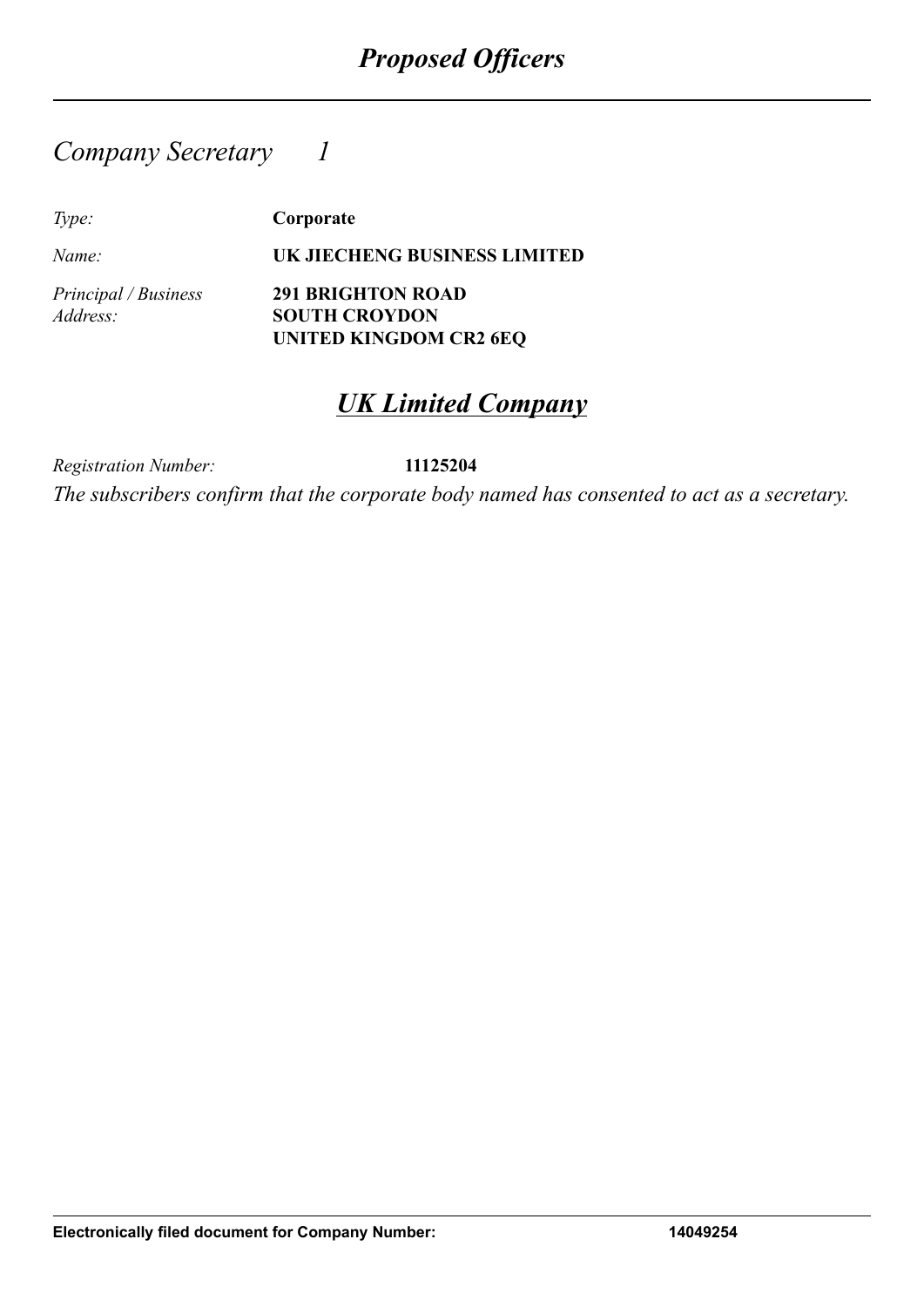# *Proposed Officers*

## *Company Secretary 1*

| | |
|---|---|
| *Type:* | **Corporate** |
| *Name:* | **UK JIECHENG BUSINESS LIMITED** |
| *Principal / Business Address:* | **291 BRIGHTON ROAD**<br>**SOUTH CROYDON**<br>**UNITED KINGDOM CR2 6EQ** |

## ***UK Limited Company***

*Registration Number:* **11125204**

*The subscribers confirm that the corporate body named has consented to act as a secretary.*

**Electronically filed document for Company Number: 14049254**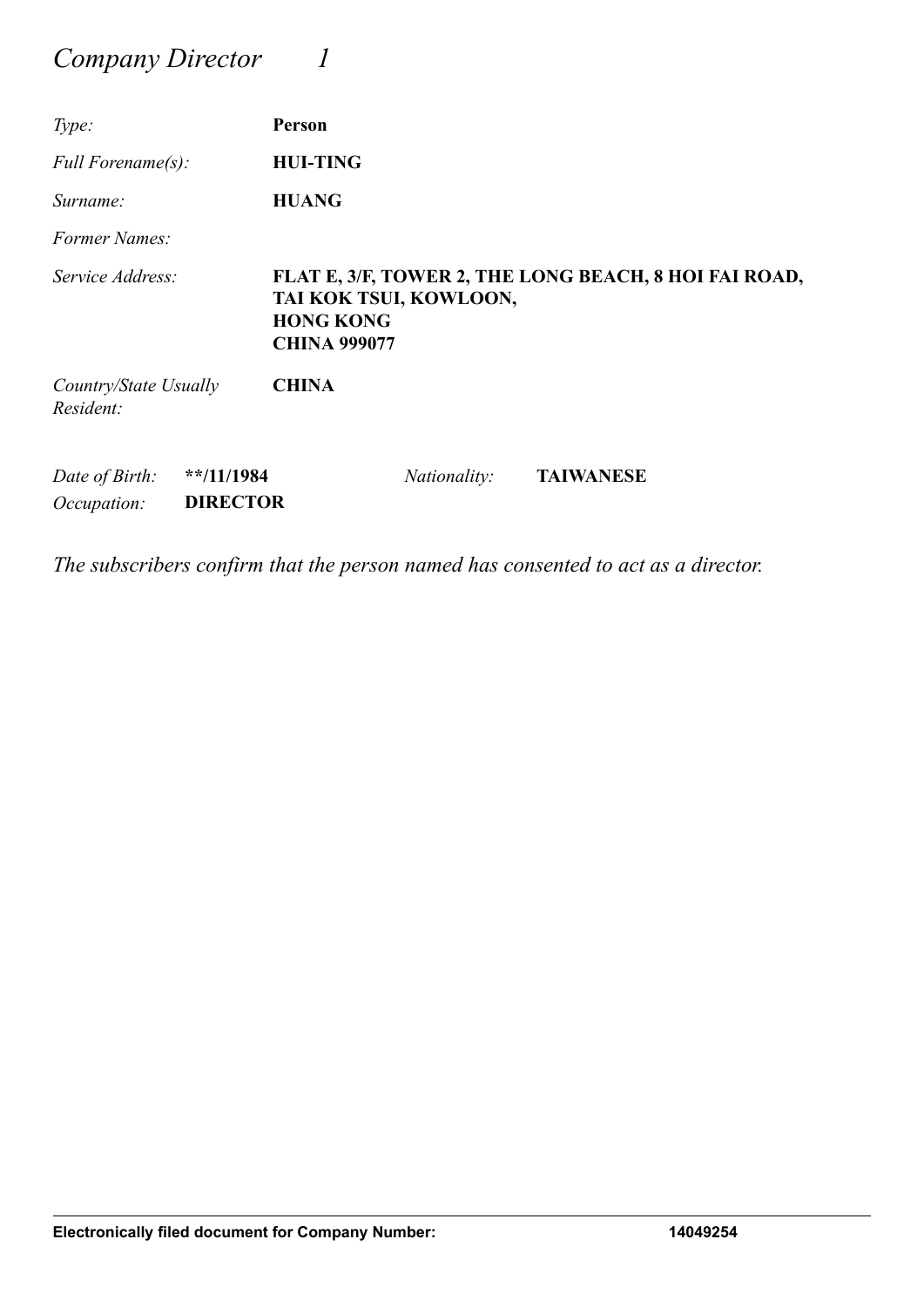# *Company Director 1*

| | |
|---|---|
| *Type:* | **Person** |
| *Full Forename(s):* | **HUI-TING** |
| *Surname:* | **HUANG** |
| *Former Names:* | |
| *Service Address:* | **FLAT E, 3/F, TOWER 2, THE LONG BEACH, 8 HOI FAI ROAD, TAI KOK TSUI, KOWLOON, HONG KONG CHINA 999077** |
| *Country/State Usually Resident:* | **CHINA** |

| | | | |
|---|---|---|---|
| *Date of Birth:* | **\*\*/11/1984** | *Nationality:* | **TAIWANESE** |
| *Occupation:* | **DIRECTOR** | | |

*The subscribers confirm that the person named has consented to act as a director.*

**Electronically filed document for Company Number: 14049254**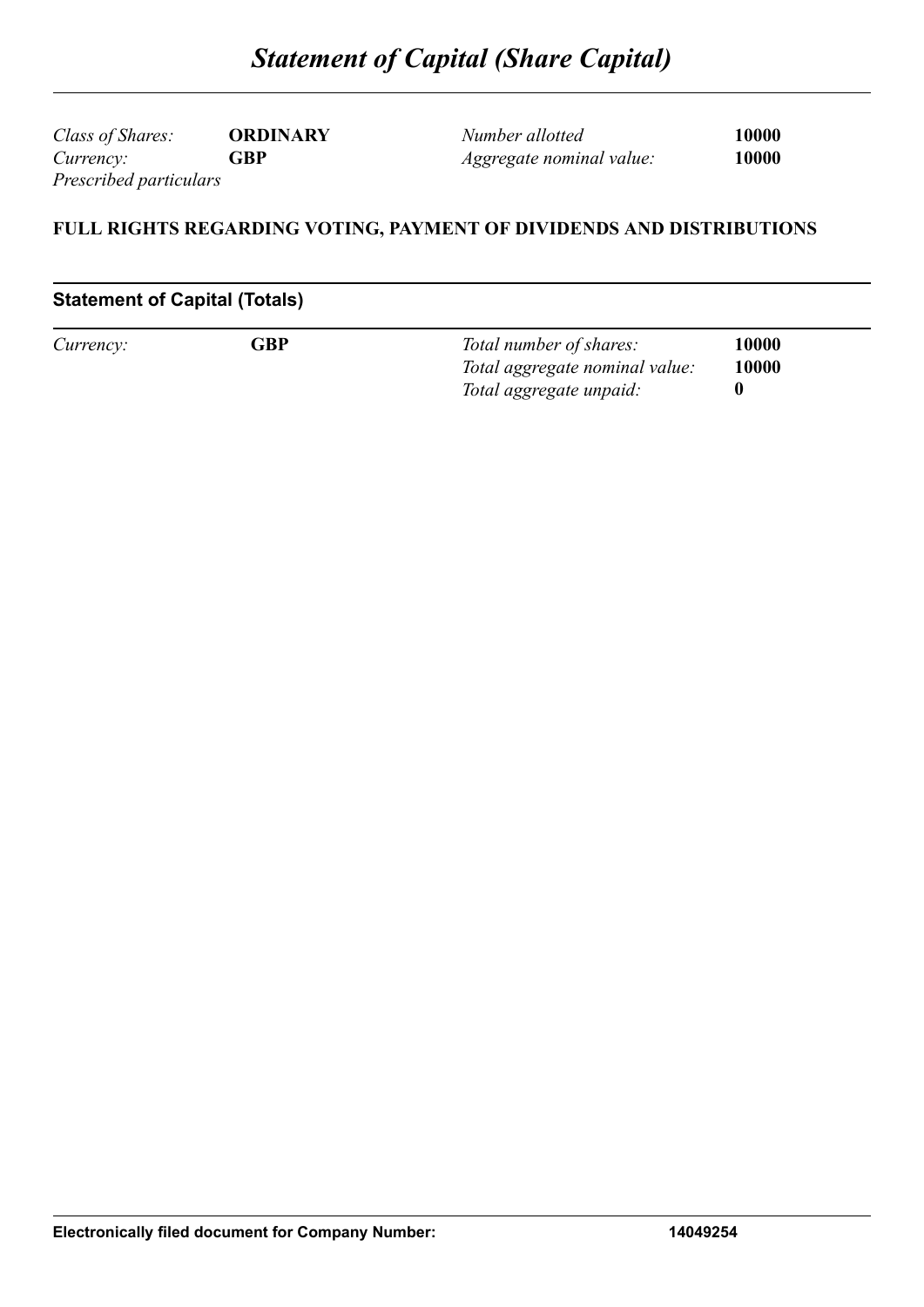# *Statement of Capital (Share Capital)*

| | | | |
|---|---|---|---|
| *Class of Shares:* | **ORDINARY** | *Number allotted* | **10000** |
| *Currency:* | **GBP** | *Aggregate nominal value:* | **10000** |

*Prescribed particulars*

**FULL RIGHTS REGARDING VOTING, PAYMENT OF DIVIDENDS AND DISTRIBUTIONS**

## Statement of Capital (Totals)

| | | | |
|---|---|---|---|
| *Currency:* | **GBP** | *Total number of shares:* | **10000** |
| | | *Total aggregate nominal value:* | **10000** |
| | | *Total aggregate unpaid:* | **0** |

**Electronically filed document for Company Number:** **14049254**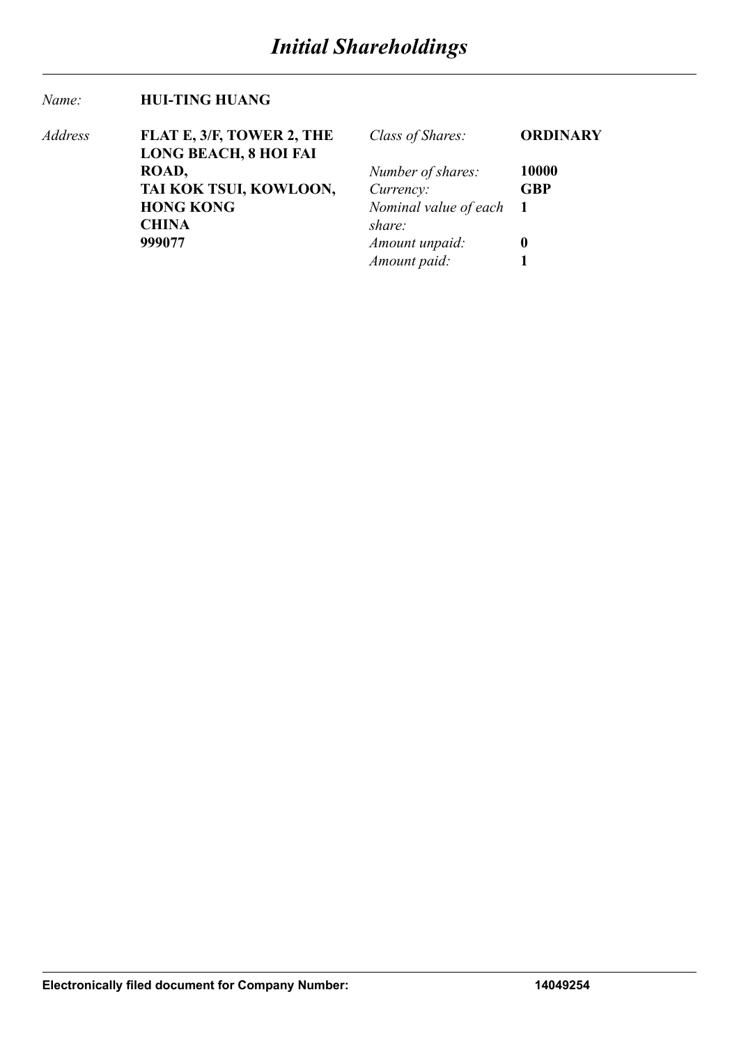# *Initial Shareholdings*

| | | | |
|---|---|---|---|
| *Name:* | **HUI-TING HUANG** | | |
| *Address* | **FLAT E, 3/F, TOWER 2, THE LONG BEACH, 8 HOI FAI ROAD,** | *Class of Shares:* | **ORDINARY** |
| | **TAI KOK TSUI, KOWLOON,** | *Number of shares:* | **10000** |
| | **HONG KONG** | *Currency:* | **GBP** |
| | **CHINA** | *Nominal value of each share:* | **1** |
| | **999077** | *Amount unpaid:* | **0** |
| | | *Amount paid:* | **1** |

**Electronically filed document for Company Number: 14049254**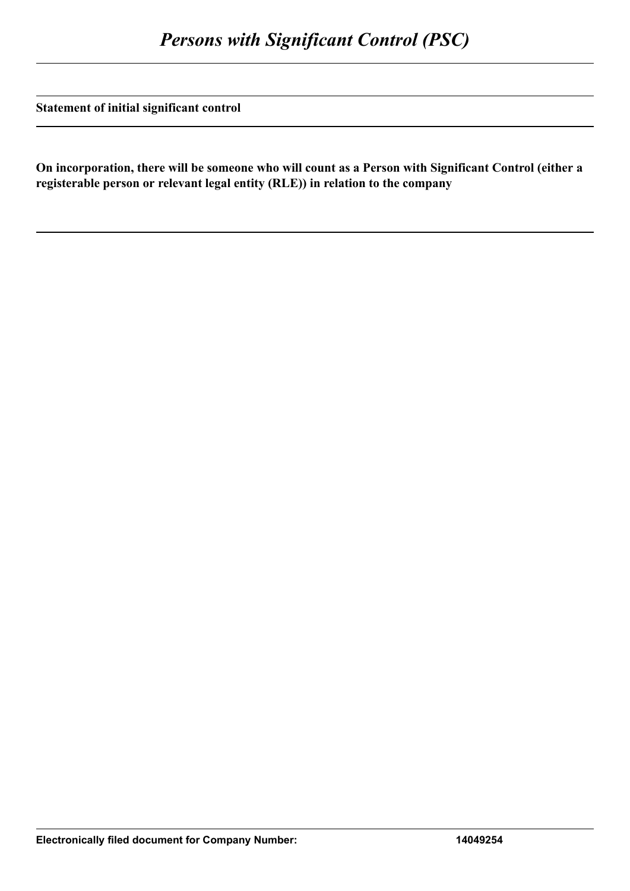# *Persons with Significant Control (PSC)*

**Statement of initial significant control**

**On incorporation, there will be someone who will count as a Person with Significant Control (either a registerable person or relevant legal entity (RLE)) in relation to the company**

**Electronically filed document for Company Number: 14049254**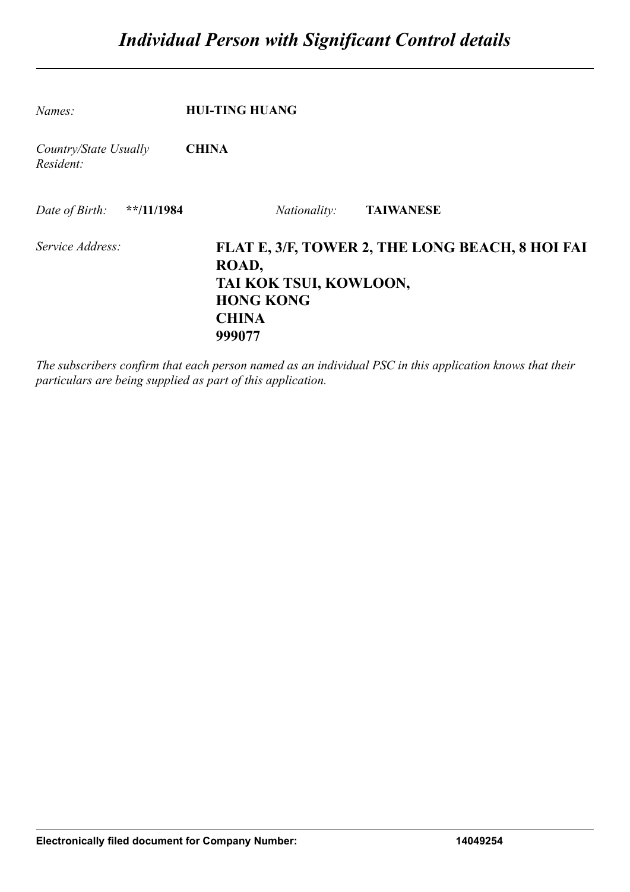# *Individual Person with Significant Control details*

*Names:* **HUI-TING HUANG**

*Country/State Usually Resident:* **CHINA**

*Date of Birth:* **\*\*/11/1984** *Nationality:* **TAIWANESE**

*Service Address:* **FLAT E, 3/F, TOWER 2, THE LONG BEACH, 8 HOI FAI ROAD,
TAI KOK TSUI, KOWLOON,
HONG KONG
CHINA
999077**

*The subscribers confirm that each person named as an individual PSC in this application knows that their particulars are being supplied as part of this application.*

**Electronically filed document for Company Number:** **14049254**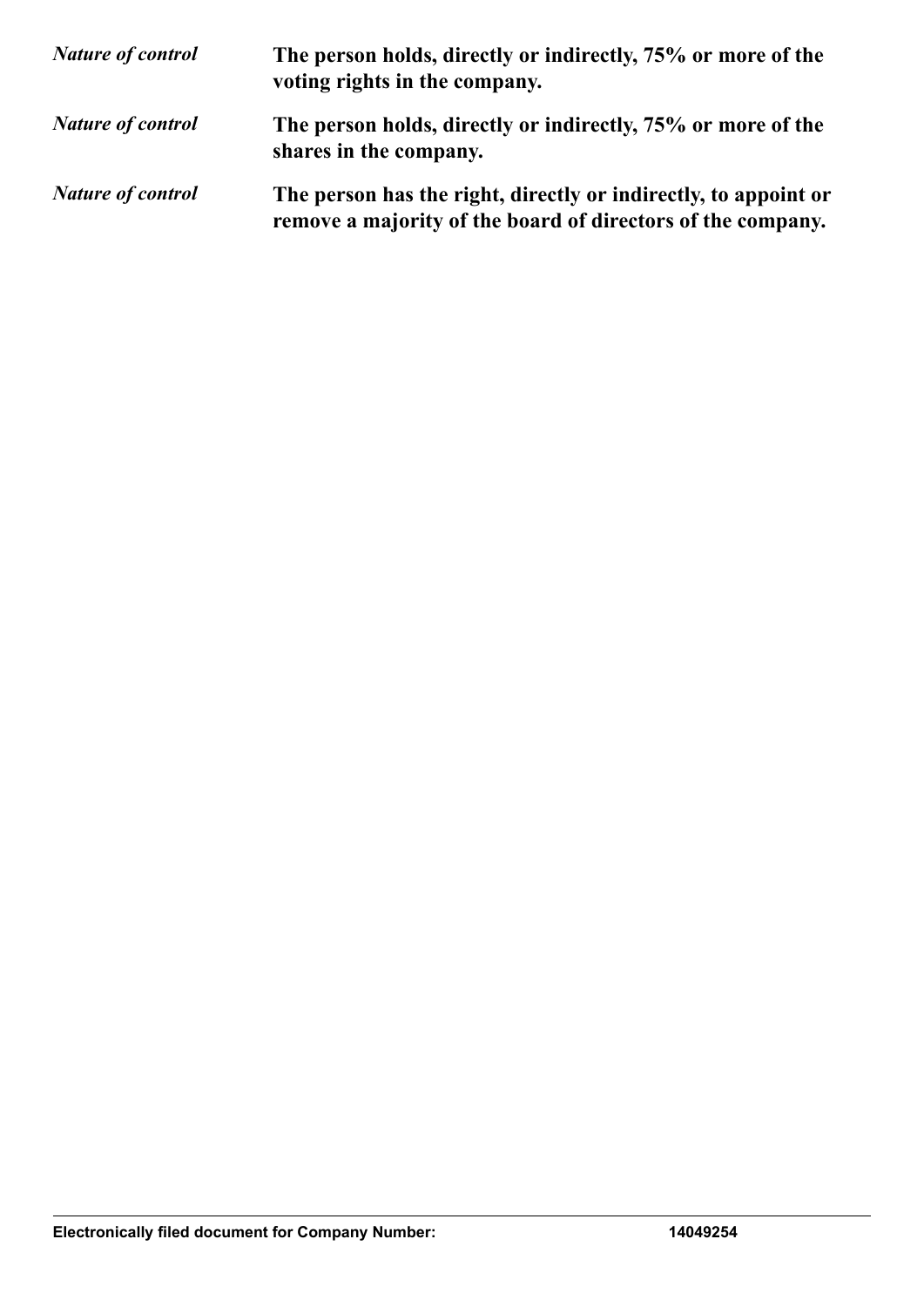*Nature of control* **The person holds, directly or indirectly, 75% or more of the voting rights in the company.**

*Nature of control* **The person holds, directly or indirectly, 75% or more of the shares in the company.**

*Nature of control* **The person has the right, directly or indirectly, to appoint or remove a majority of the board of directors of the company.**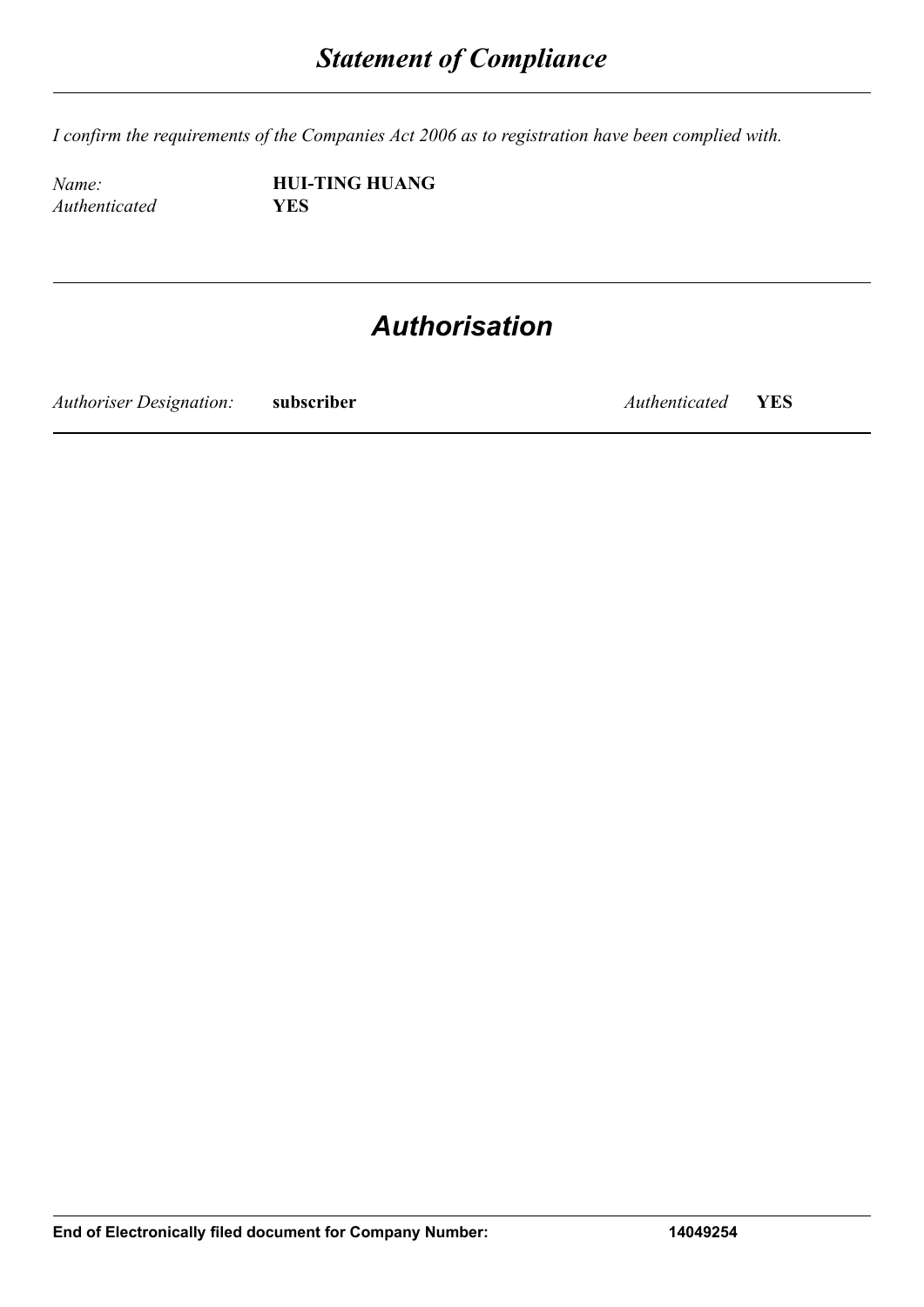# *Statement of Compliance*

*I confirm the requirements of the Companies Act 2006 as to registration have been complied with.*

| | |
|---|---|
| *Name:* | **HUI-TING HUANG** |
| *Authenticated* | **YES** |

# *Authorisation*

| | | | |
|---|---|---|---|
| *Authoriser Designation:* | **subscriber** | *Authenticated* | **YES** |

**End of Electronically filed document for Company Number: 14049254**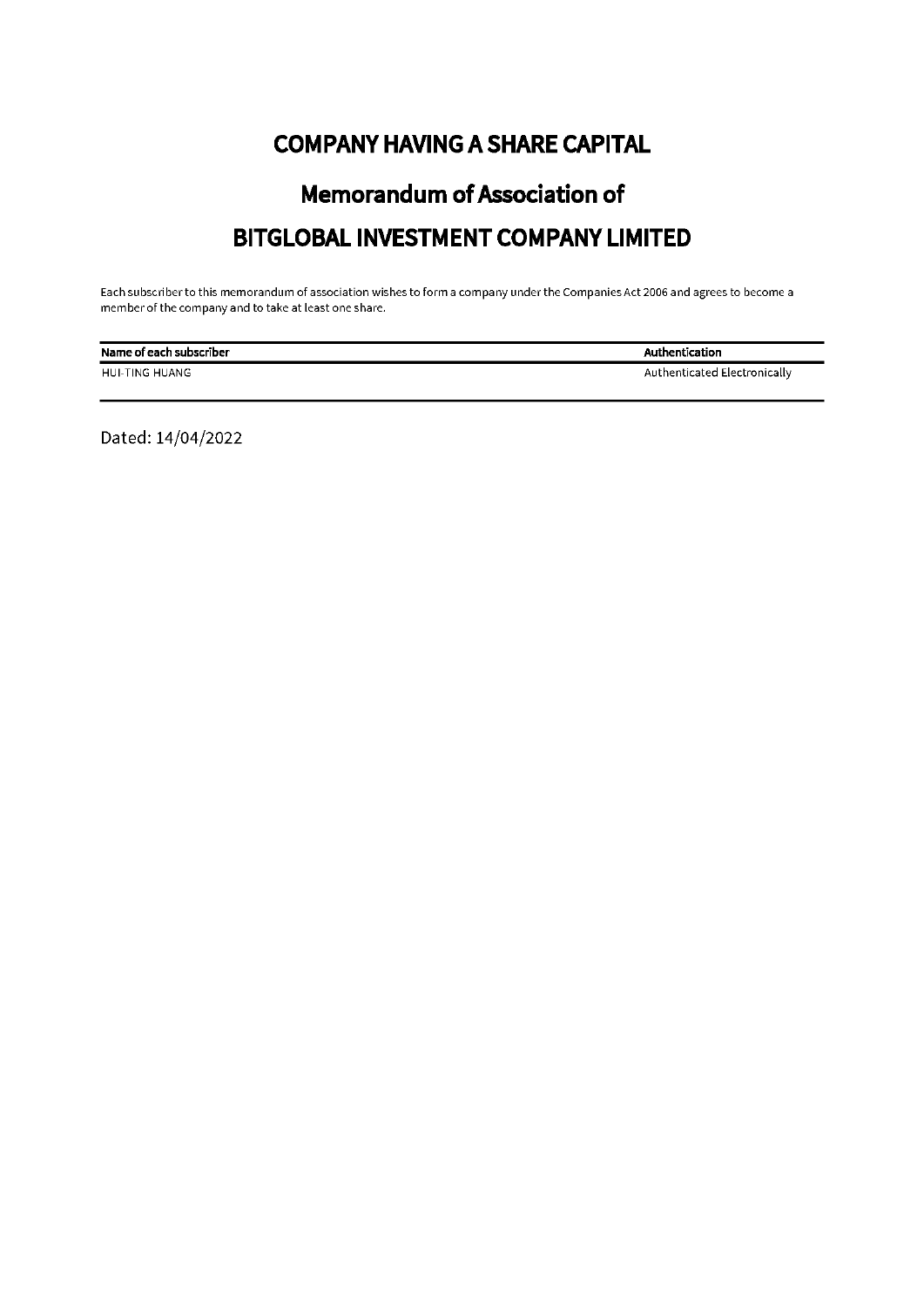# COMPANY HAVING A SHARE CAPITAL

# Memorandum of Association of

# BITGLOBAL INVESTMENT COMPANY LIMITED

Each subscriber to this memorandum of association wishes to form a company under the Companies Act 2006 and agrees to become a member of the company and to take at least one share.

| Name of each subscriber | Authentication |
|---|---|
| HUI-TING HUANG | Authenticated Electronically |

Dated: 14/04/2022